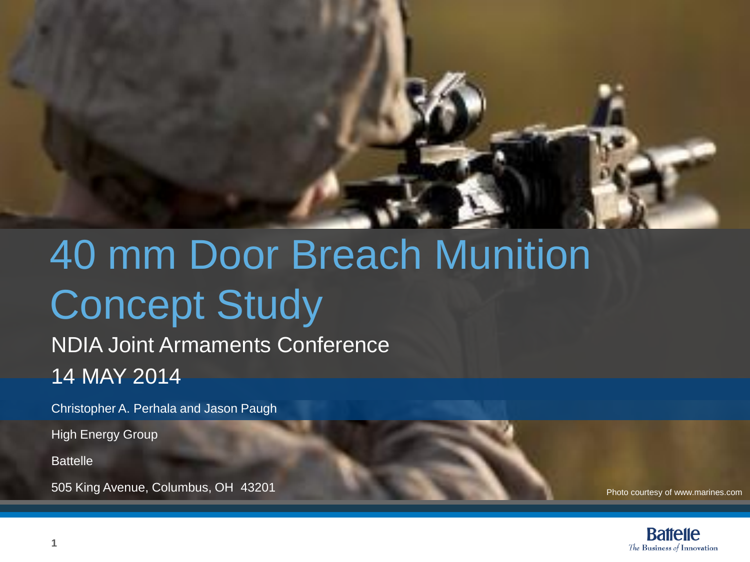# 40 mm Door Breach Munition Concept Study

NDIA Joint Armaments Conference

14 MAY 2014

Christopher A. Perhala and Jason Paugh

High Energy Group

Battelle

505 King Avenue, Columbus, OH 43201

Photo courtesy of www.marines.com

Battelle
*The Business of Innovation*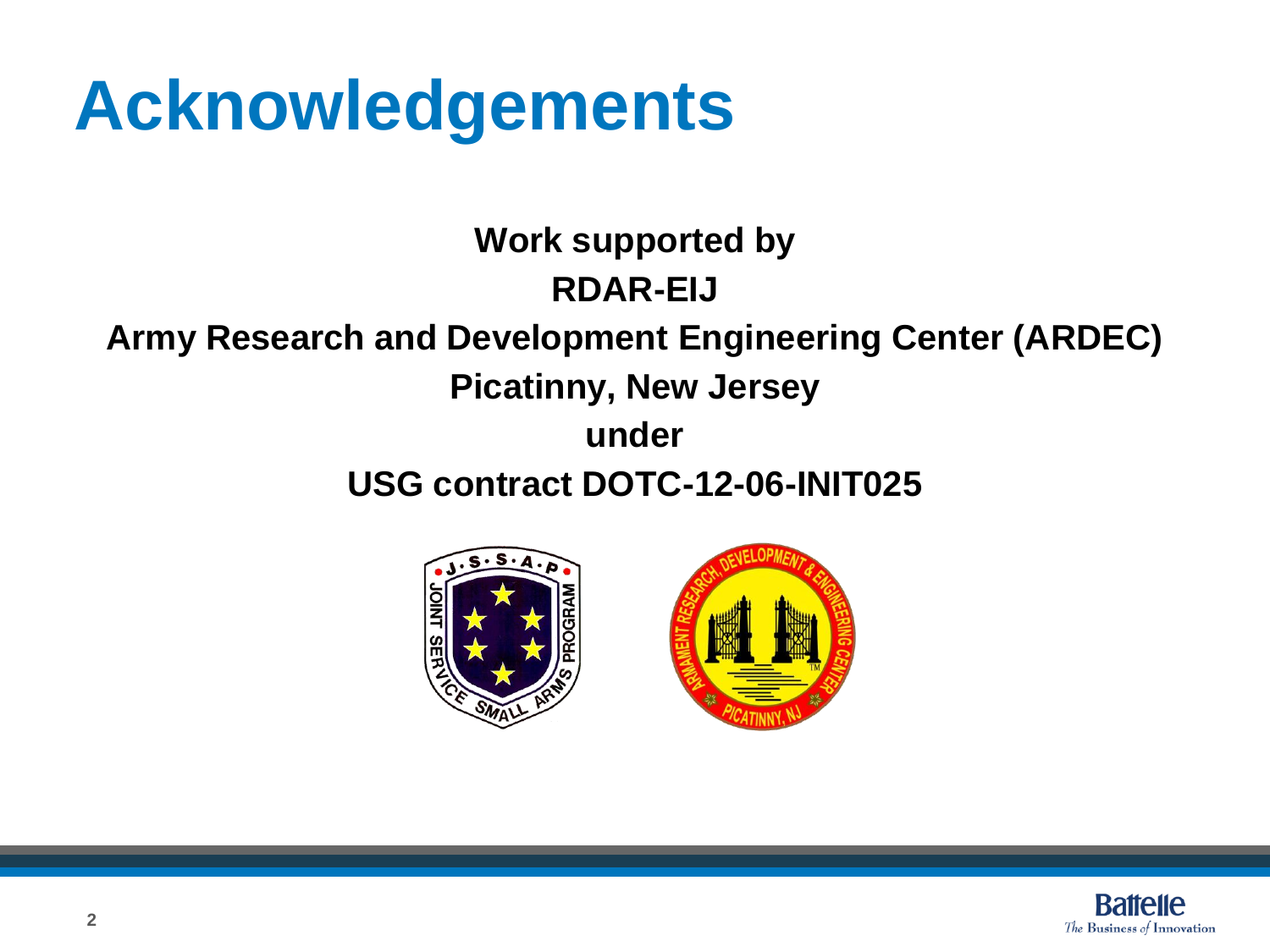# Acknowledgements

**Work supported by**

**RDAR-EIJ**

**Army Research and Development Engineering Center (ARDEC)**

**Picatinny, New Jersey**

**under**

**USG contract DOTC-12-06-INIT025**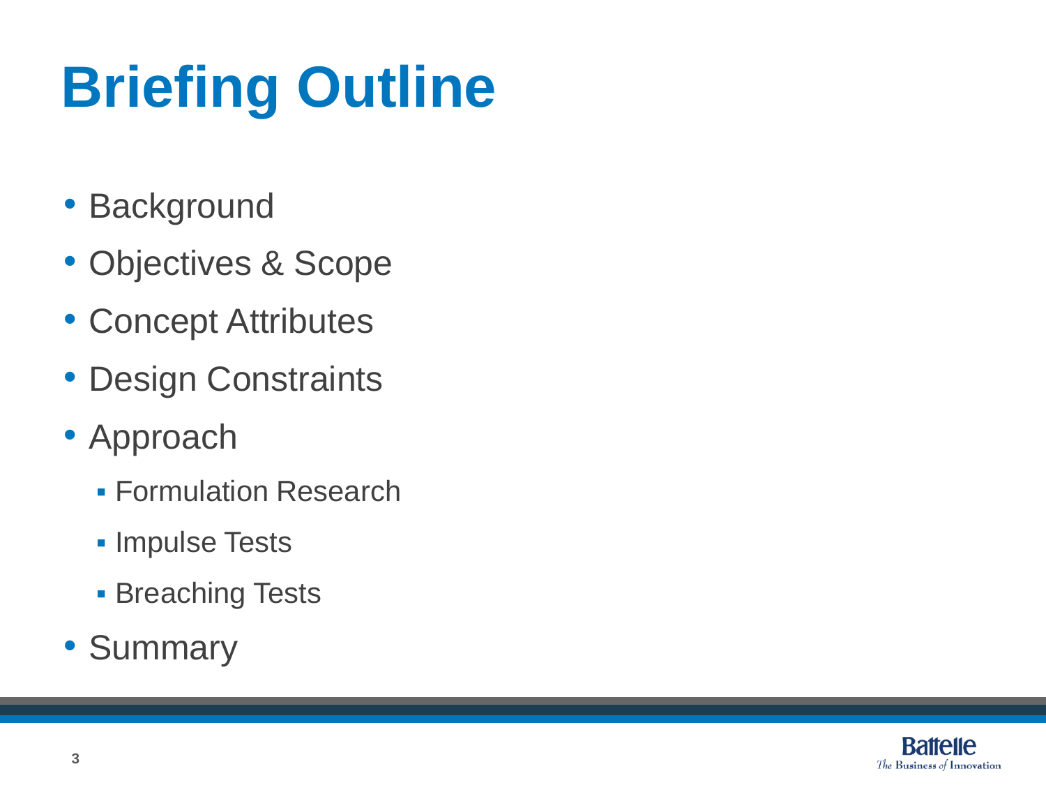# Briefing Outline

- Background
- Objectives & Scope
- Concept Attributes
- Design Constraints
- Approach
  - Formulation Research
  - Impulse Tests
  - Breaching Tests
- Summary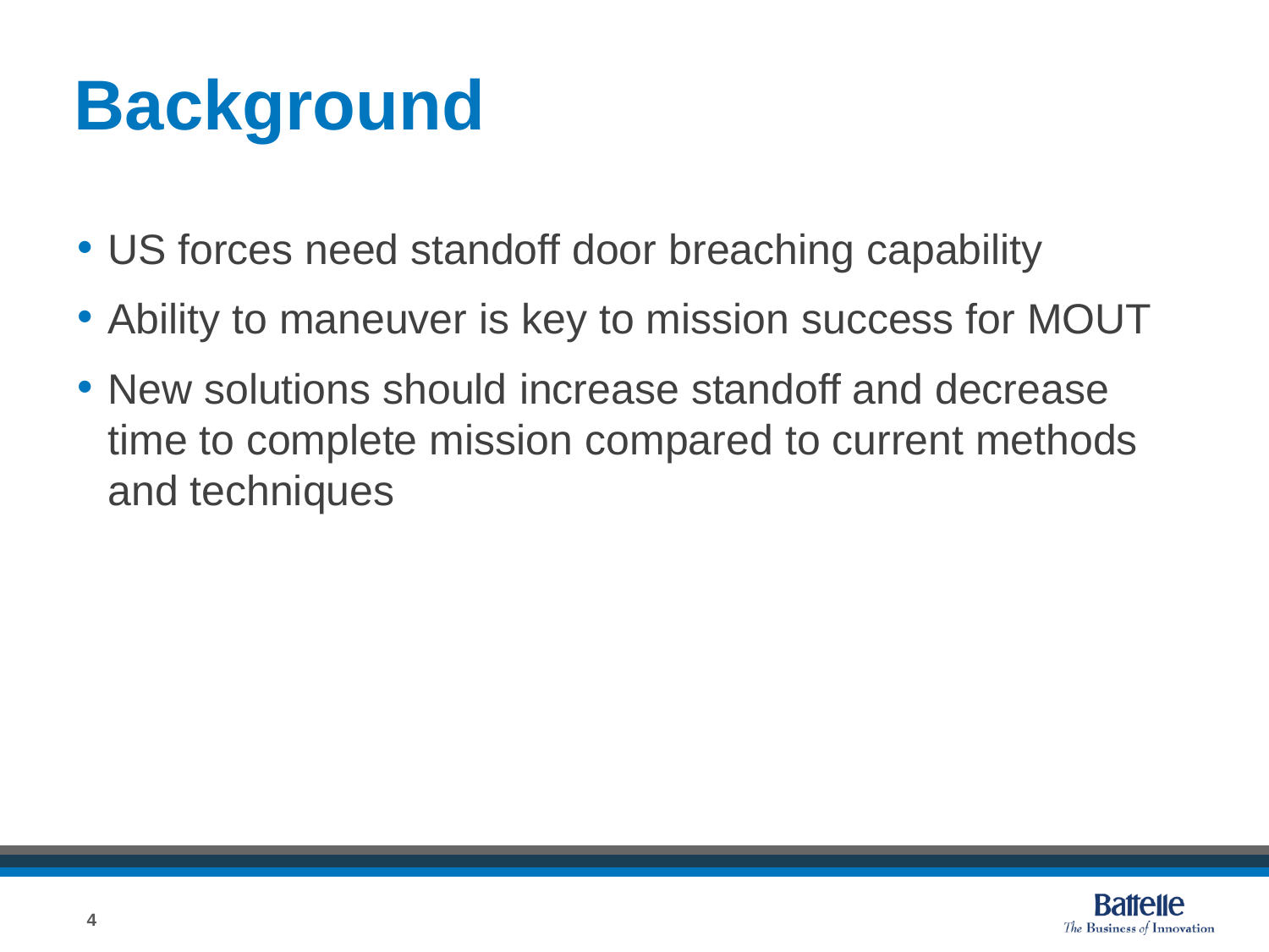# Background

- US forces need standoff door breaching capability
- Ability to maneuver is key to mission success for MOUT
- New solutions should increase standoff and decrease time to complete mission compared to current methods and techniques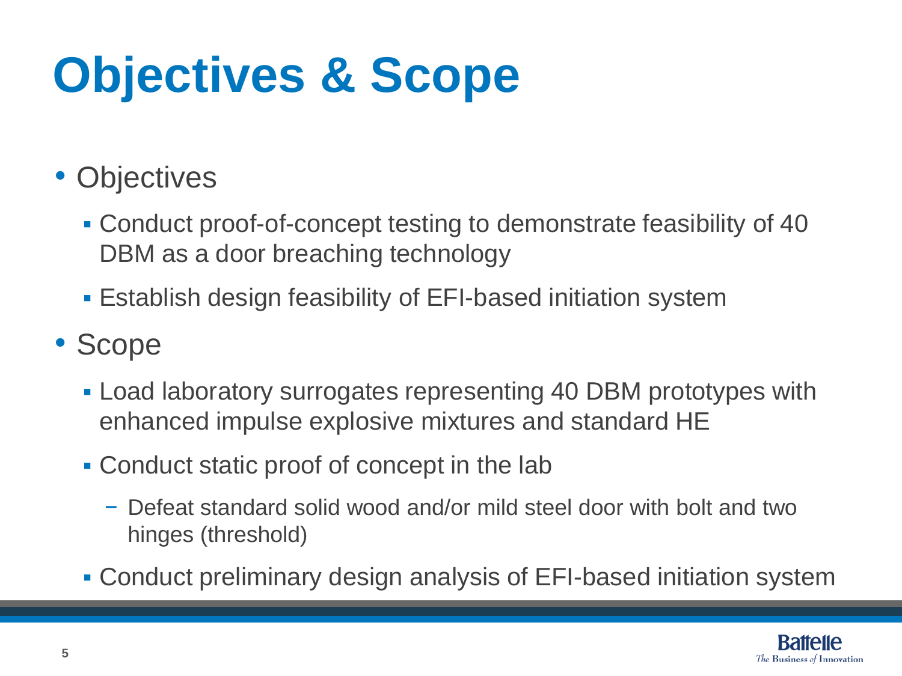# Objectives & Scope

- Objectives
  - Conduct proof-of-concept testing to demonstrate feasibility of 40 DBM as a door breaching technology
  - Establish design feasibility of EFI-based initiation system
- Scope
  - Load laboratory surrogates representing 40 DBM prototypes with enhanced impulse explosive mixtures and standard HE
  - Conduct static proof of concept in the lab
    - Defeat standard solid wood and/or mild steel door with bolt and two hinges (threshold)
  - Conduct preliminary design analysis of EFI-based initiation system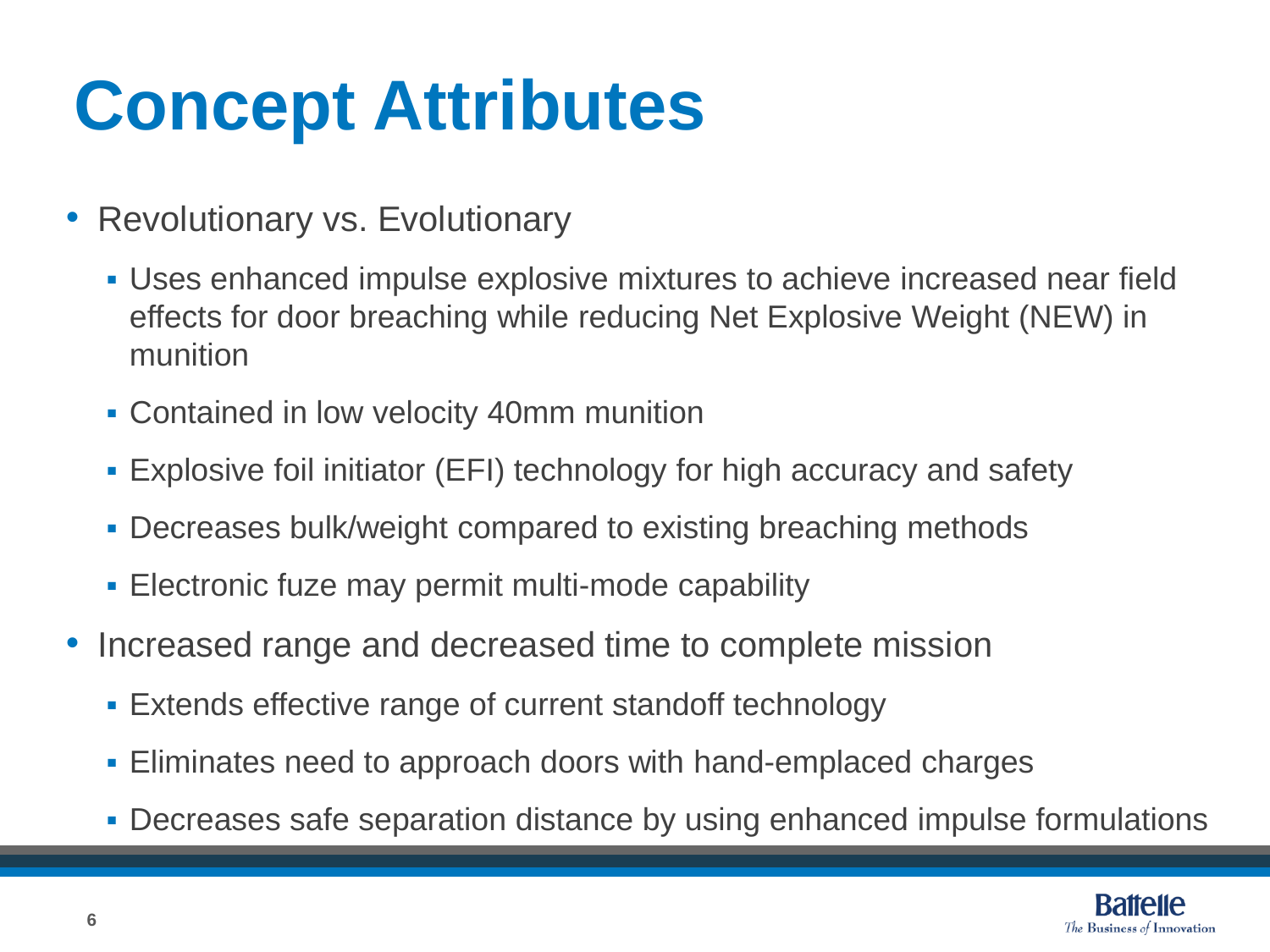# Concept Attributes

- Revolutionary vs. Evolutionary
  - Uses enhanced impulse explosive mixtures to achieve increased near field effects for door breaching while reducing Net Explosive Weight (NEW) in munition
  - Contained in low velocity 40mm munition
  - Explosive foil initiator (EFI) technology for high accuracy and safety
  - Decreases bulk/weight compared to existing breaching methods
  - Electronic fuze may permit multi-mode capability
- Increased range and decreased time to complete mission
  - Extends effective range of current standoff technology
  - Eliminates need to approach doors with hand-emplaced charges
  - Decreases safe separation distance by using enhanced impulse formulations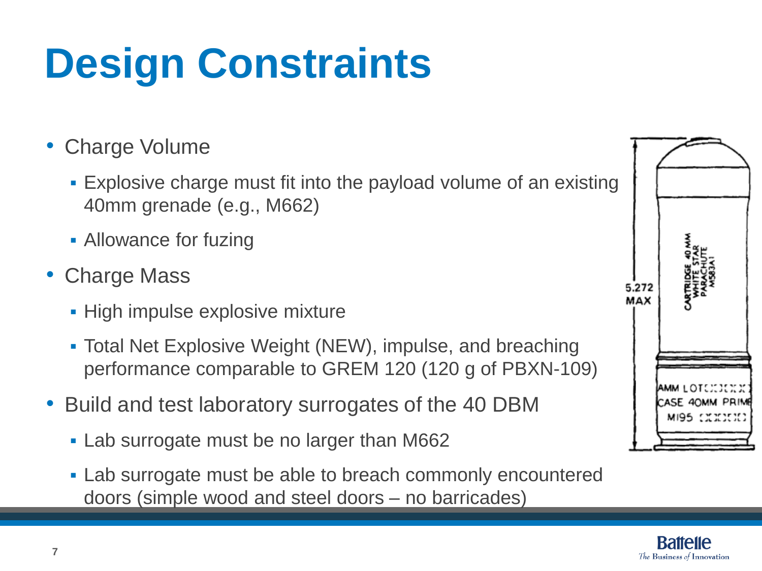# Design Constraints

- Charge Volume
  - Explosive charge must fit into the payload volume of an existing 40mm grenade (e.g., M662)
  - Allowance for fuzing
- Charge Mass
  - High impulse explosive mixture
  - Total Net Explosive Weight (NEW), impulse, and breaching performance comparable to GREM 120 (120 g of PBXN-109)
- Build and test laboratory surrogates of the 40 DBM
  - Lab surrogate must be no larger than M662
  - Lab surrogate must be able to breach commonly encountered doors (simple wood and steel doors – no barricades)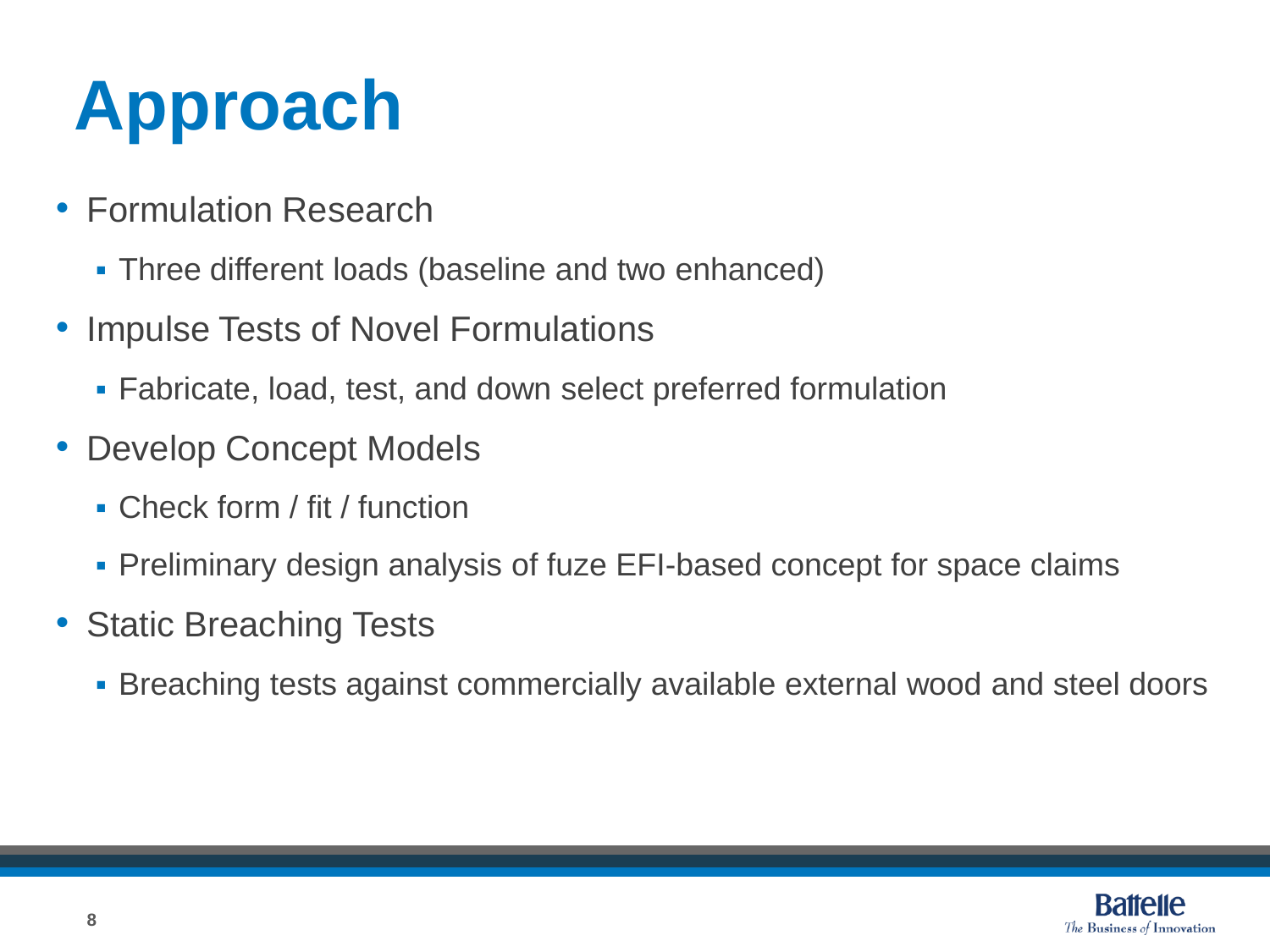# Approach

- Formulation Research
  - Three different loads (baseline and two enhanced)
- Impulse Tests of Novel Formulations
  - Fabricate, load, test, and down select preferred formulation
- Develop Concept Models
  - Check form / fit / function
  - Preliminary design analysis of fuze EFI-based concept for space claims
- Static Breaching Tests
  - Breaching tests against commercially available external wood and steel doors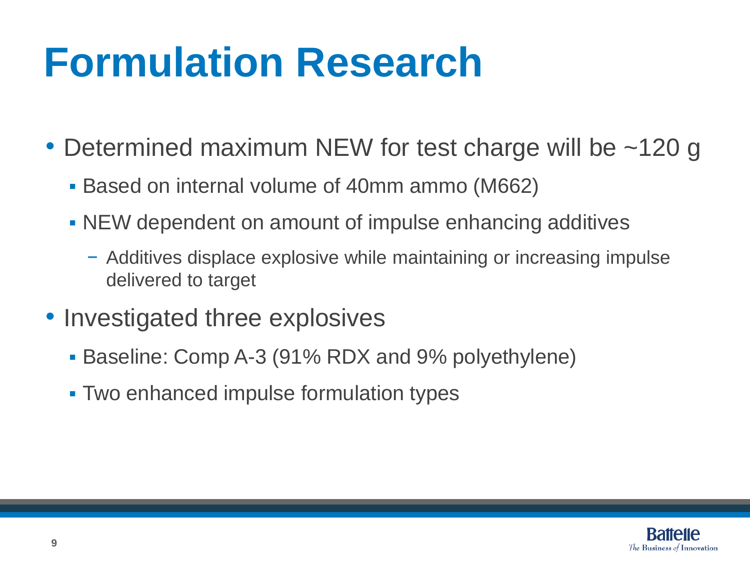# Formulation Research

- Determined maximum NEW for test charge will be ~120 g
  - Based on internal volume of 40mm ammo (M662)
  - NEW dependent on amount of impulse enhancing additives
    - Additives displace explosive while maintaining or increasing impulse delivered to target
- Investigated three explosives
  - Baseline: Comp A-3 (91% RDX and 9% polyethylene)
  - Two enhanced impulse formulation types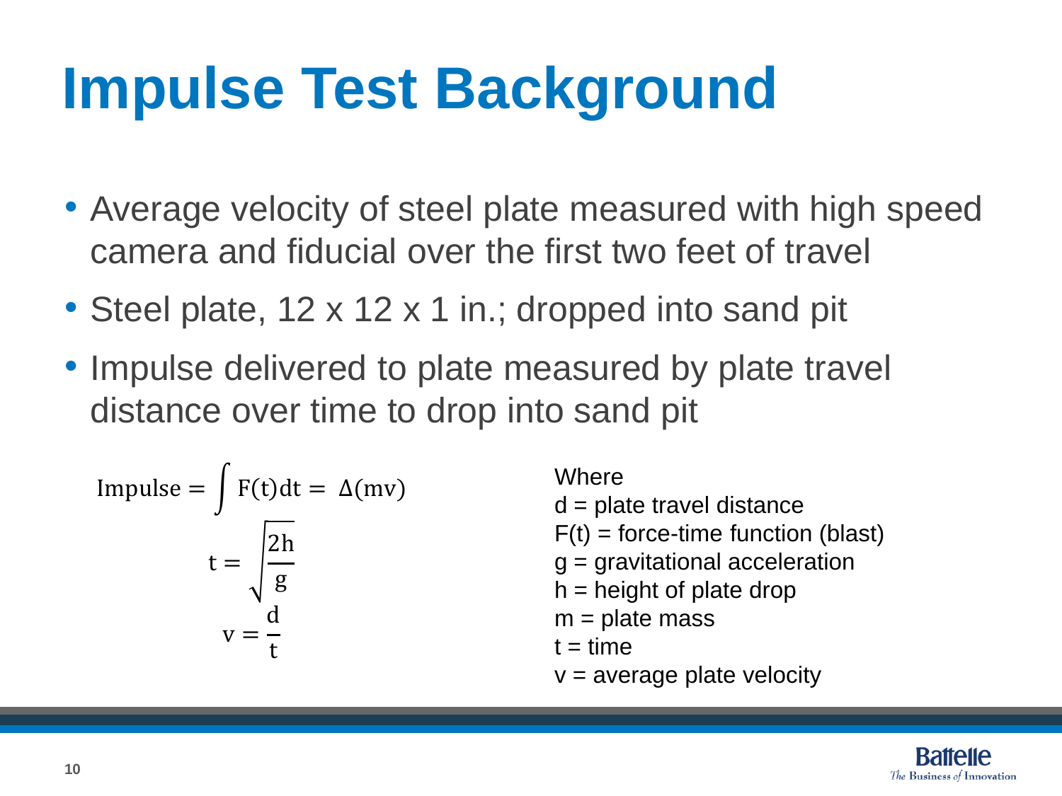# Impulse Test Background

- Average velocity of steel plate measured with high speed camera and fiducial over the first two feet of travel
- Steel plate, 12 x 12 x 1 in.; dropped into sand pit
- Impulse delivered to plate measured by plate travel distance over time to drop into sand pit

$$\text{Impulse} = \int F(t)dt = \Delta(mv)$$

$$t = \sqrt{\frac{2h}{g}}$$

$$v = \frac{d}{t}$$

Where
d = plate travel distance
F(t) = force-time function (blast)
g = gravitational acceleration
h = height of plate drop
m = plate mass
t = time
v = average plate velocity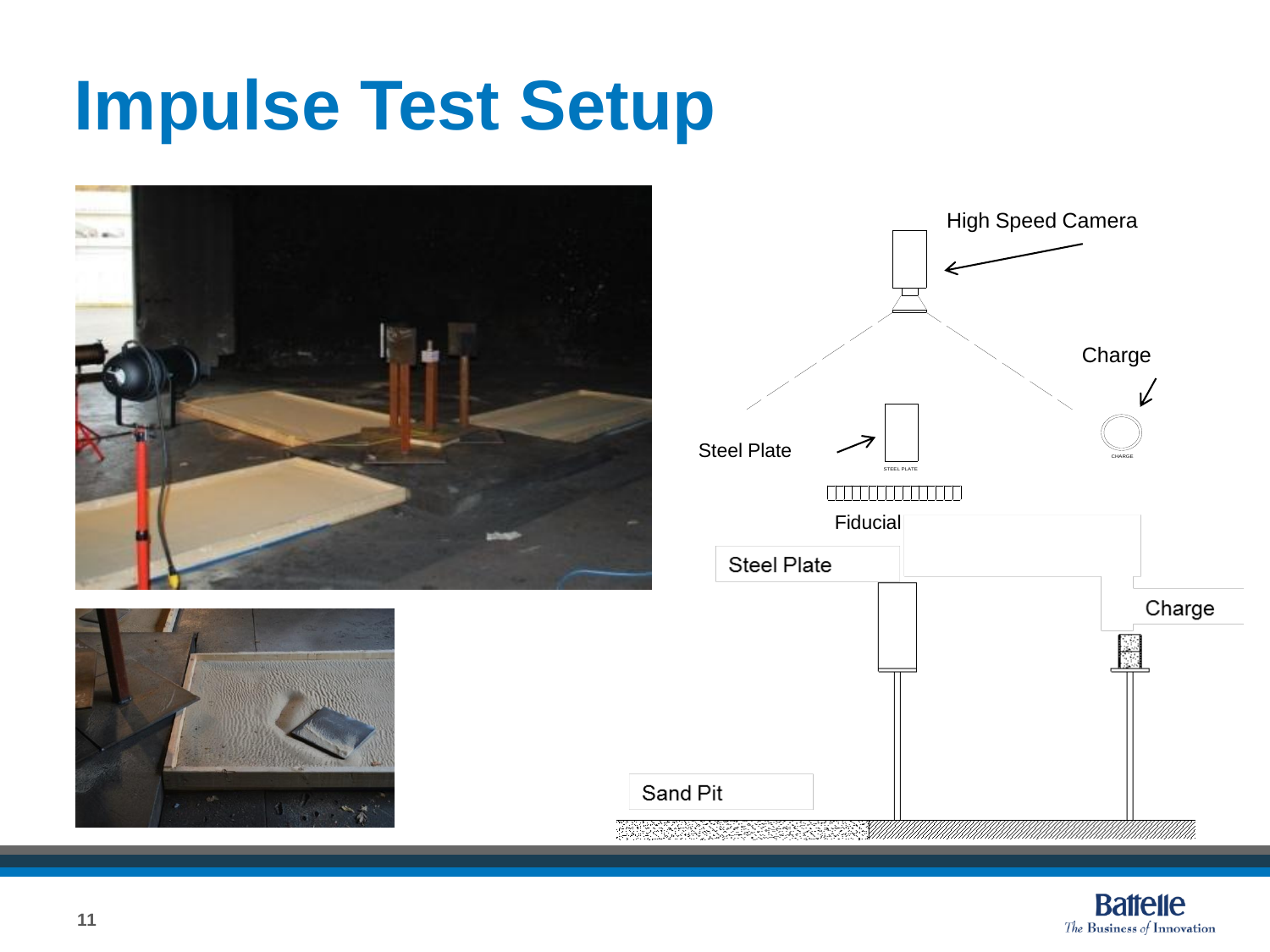# Impulse Test Setup

High Speed Camera

Charge

Steel Plate

Fiducial

Steel Plate

Charge

Sand Pit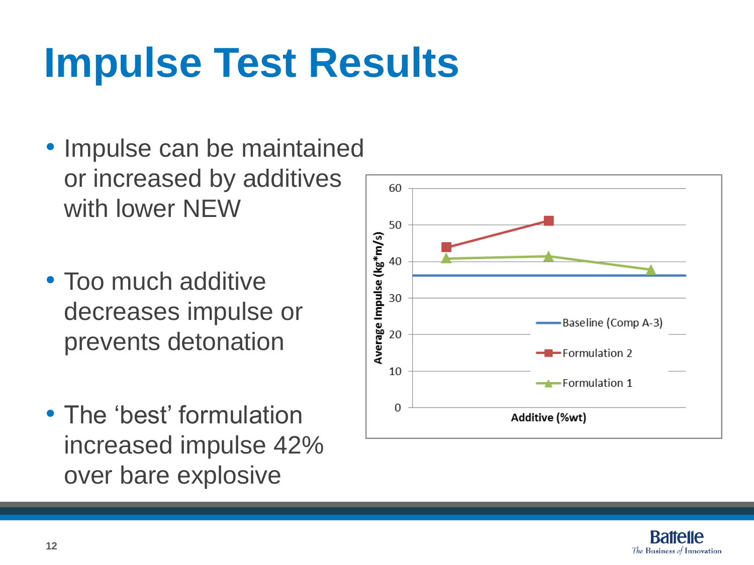# Impulse Test Results

- Impulse can be maintained or increased by additives with lower NEW
- Too much additive decreases impulse or prevents detonation
- The 'best' formulation increased impulse 42% over bare explosive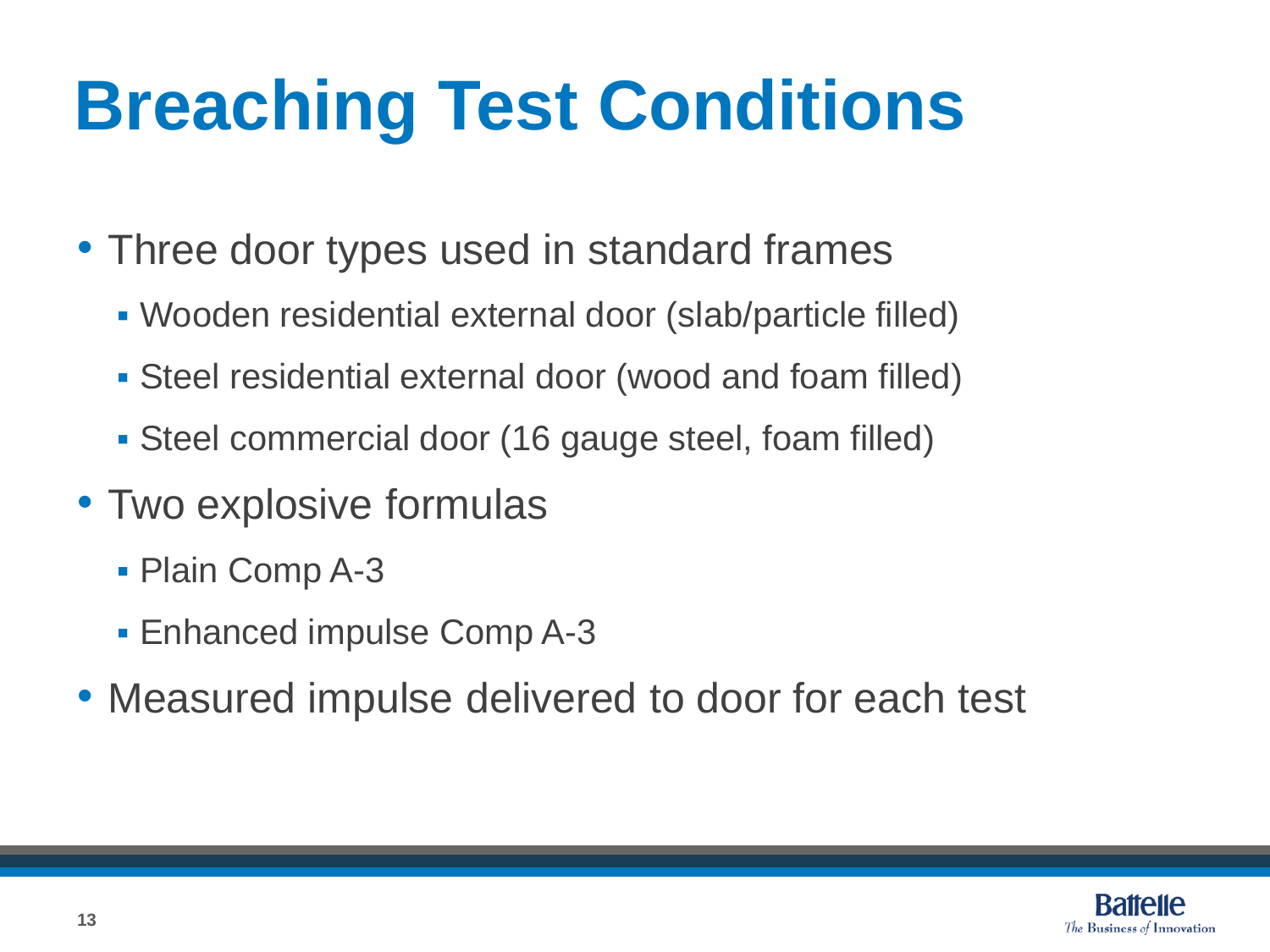# Breaching Test Conditions

- Three door types used in standard frames
  - Wooden residential external door (slab/particle filled)
  - Steel residential external door (wood and foam filled)
  - Steel commercial door (16 gauge steel, foam filled)
- Two explosive formulas
  - Plain Comp A-3
  - Enhanced impulse Comp A-3
- Measured impulse delivered to door for each test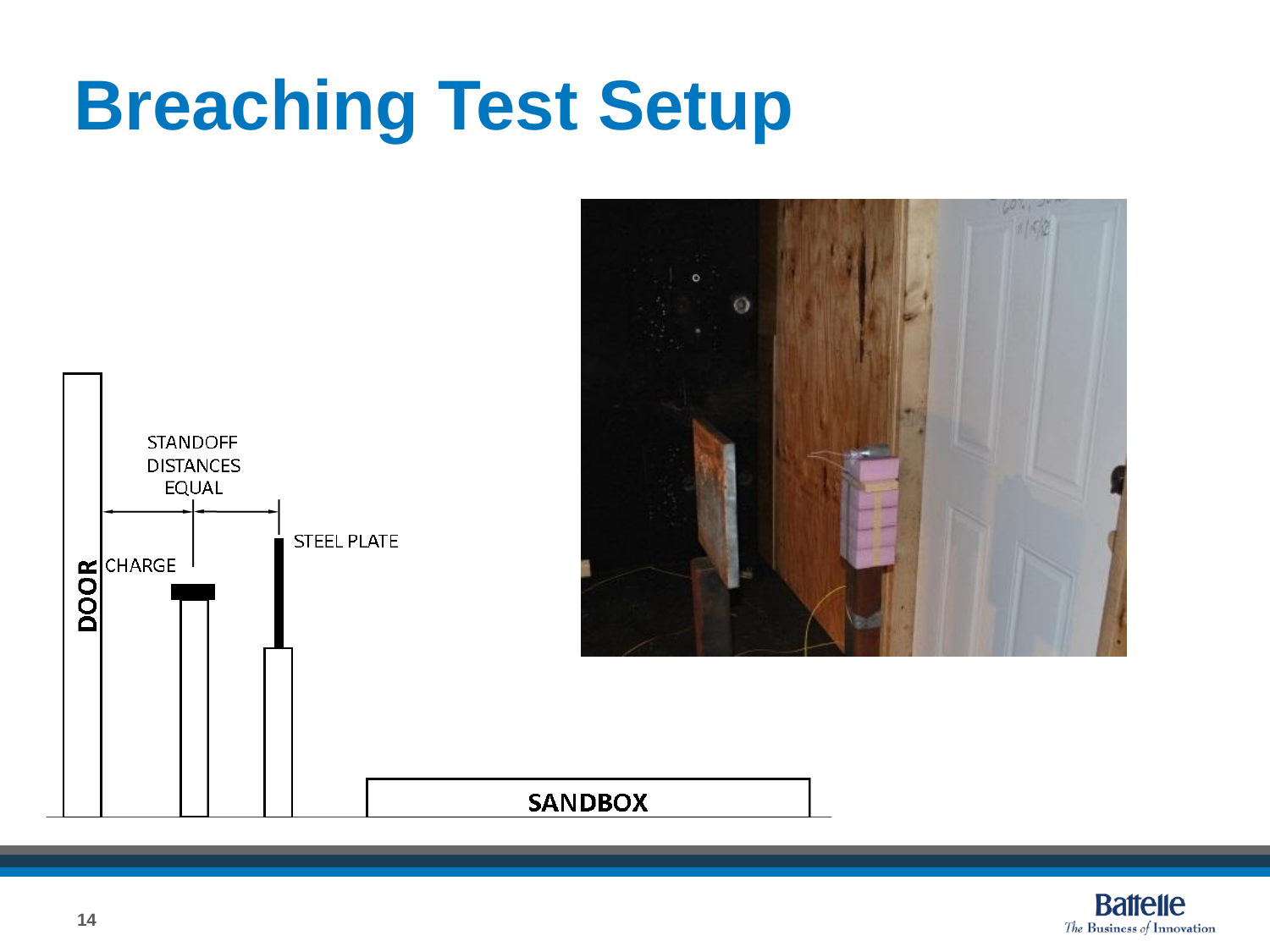# Breaching Test Setup

DOOR

STANDOFF DISTANCES EQUAL

CHARGE

STEEL PLATE

SANDBOX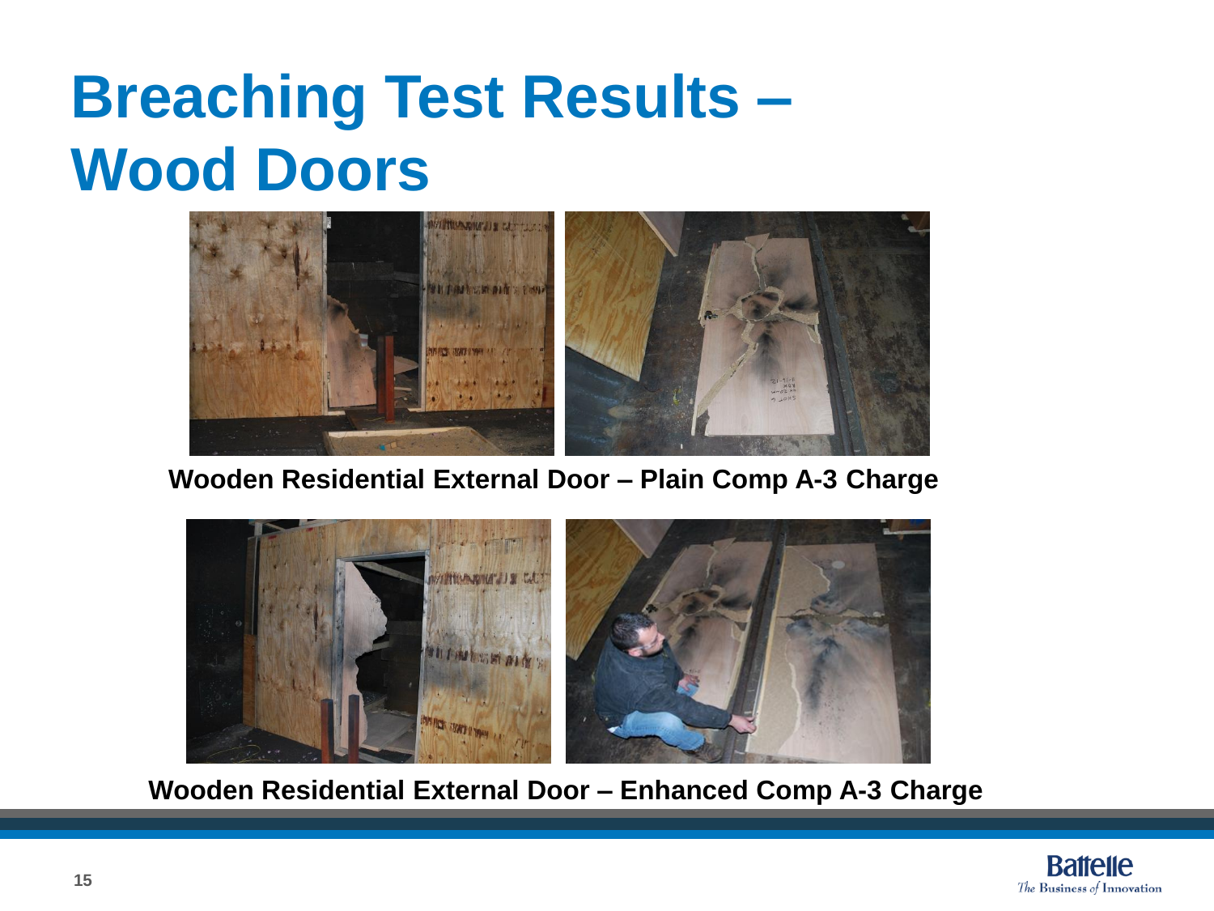# Breaching Test Results – Wood Doors

**Wooden Residential External Door – Plain Comp A-3 Charge**

**Wooden Residential External Door – Enhanced Comp A-3 Charge**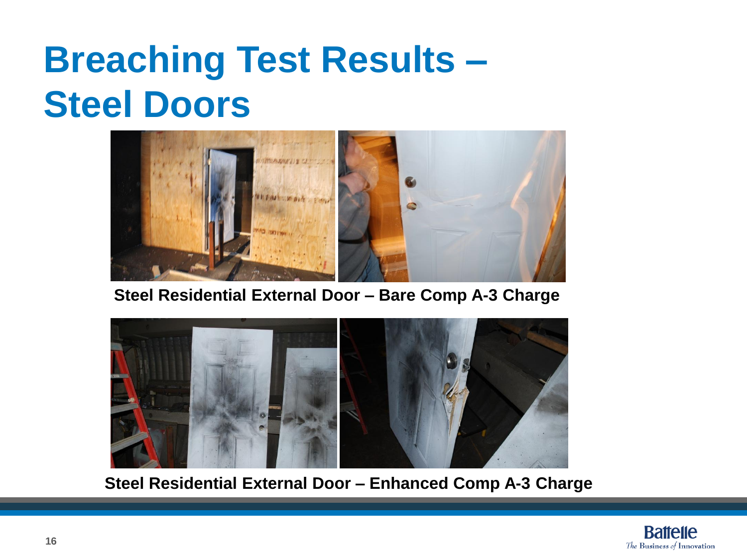# Breaching Test Results – Steel Doors

**Steel Residential External Door – Bare Comp A-3 Charge**

**Steel Residential External Door – Enhanced Comp A-3 Charge**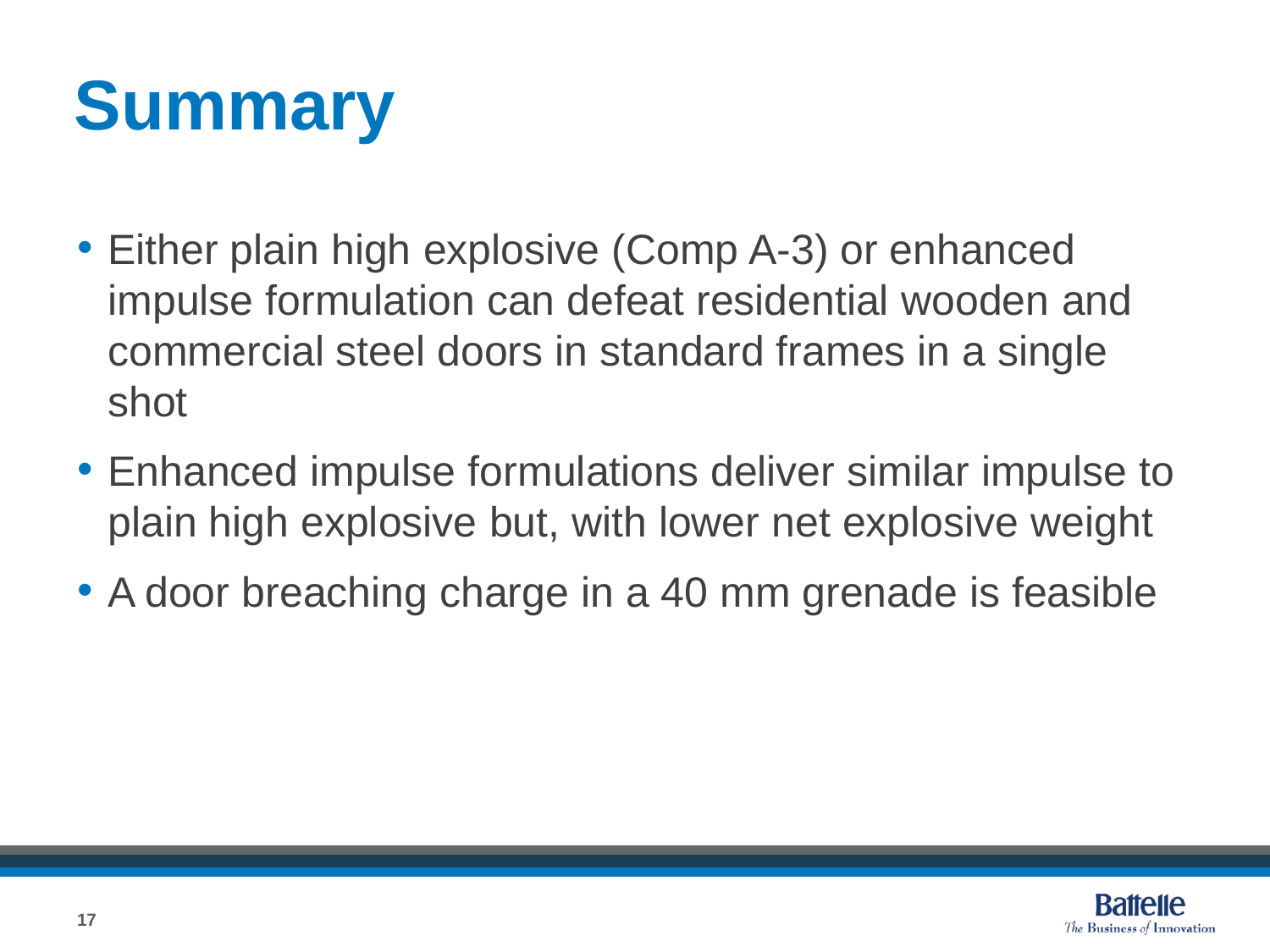# Summary

- Either plain high explosive (Comp A-3) or enhanced impulse formulation can defeat residential wooden and commercial steel doors in standard frames in a single shot
- Enhanced impulse formulations deliver similar impulse to plain high explosive but, with lower net explosive weight
- A door breaching charge in a 40 mm grenade is feasible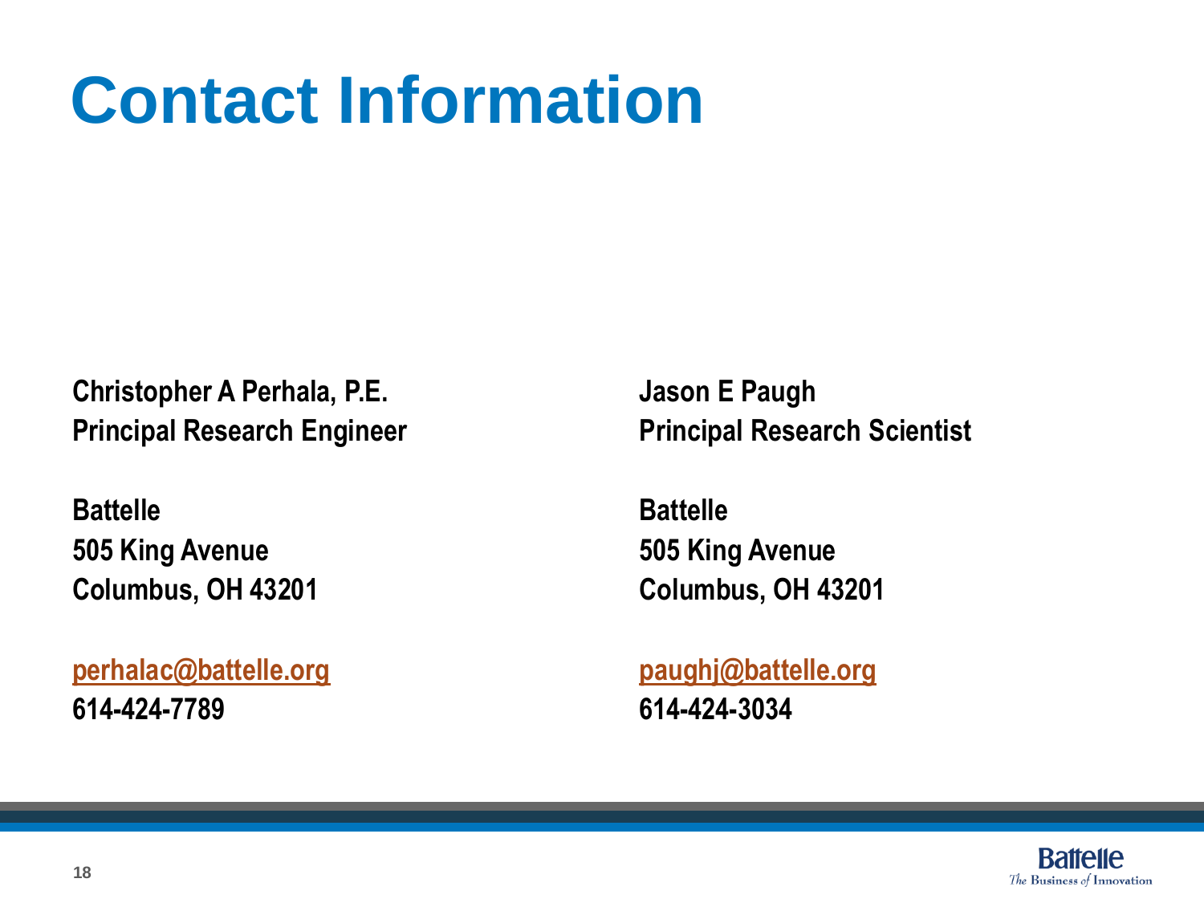# Contact Information

**Christopher A Perhala, P.E.**
**Principal Research Engineer**

**Battelle**
**505 King Avenue**
**Columbus, OH 43201**

**perhalac@battelle.org**
**614-424-7789**

**Jason E Paugh**
**Principal Research Scientist**

**Battelle**
**505 King Avenue**
**Columbus, OH 43201**

**paughj@battelle.org**
**614-424-3034**

Battelle
The Business of Innovation